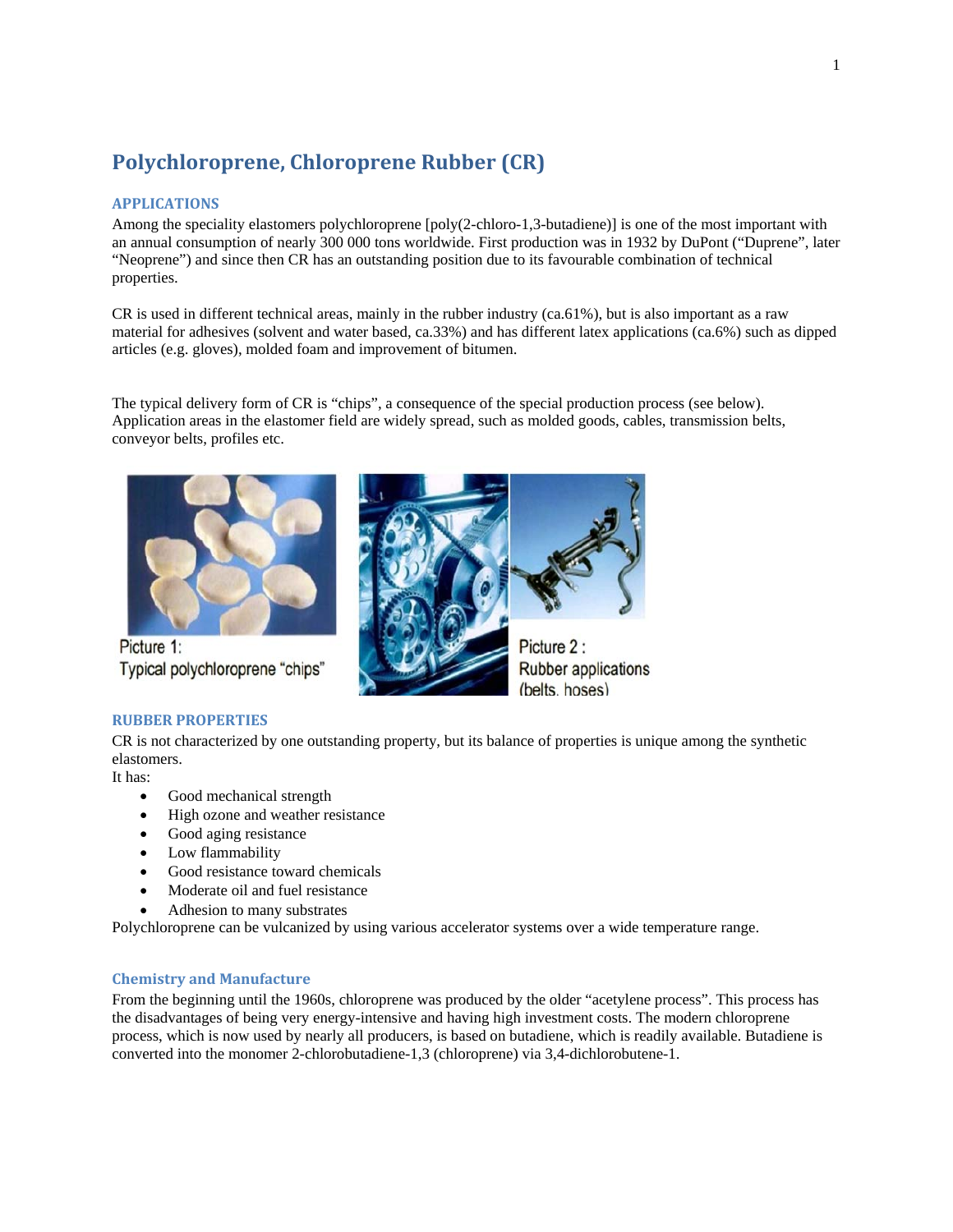# Polychloroprene, Chloroprene Rubber (CR)

## APPLICATIONS

Among the speciality elastomers polychloroprene [poly(2-chloro-1,3-butadiene)] is one of the most important with an annual consumption of nearly 300 000 tons worldwide. First production was in 1932 by DuPont ("Duprene", later "Neoprene") and since then CR has an outstanding position due to its favourable combination of technical properties.

CR is used in different technical areas, mainly in the rubber industry (ca.61%), but is also important as a raw material for adhesives (solvent and water based, ca.33%) and has different latex applications (ca.6%) such as dipped articles (e.g. gloves), molded foam and improvement of bitumen.

The typical delivery form of CR is "chips", a consequence of the special production process (see below). Application areas in the elastomer field are widely spread, such as molded goods, cables, transmission belts, conveyor belts, profiles etc.

Picture 1:
Typical polychloroprene "chips"

Picture 2 :
Rubber applications
(belts, hoses)

## RUBBER PROPERTIES

CR is not characterized by one outstanding property, but its balance of properties is unique among the synthetic elastomers.

It has:

- Good mechanical strength
- High ozone and weather resistance
- Good aging resistance
- Low flammability
- Good resistance toward chemicals
- Moderate oil and fuel resistance
- Adhesion to many substrates

Polychloroprene can be vulcanized by using various accelerator systems over a wide temperature range.

## Chemistry and Manufacture

From the beginning until the 1960s, chloroprene was produced by the older "acetylene process". This process has the disadvantages of being very energy-intensive and having high investment costs. The modern chloroprene process, which is now used by nearly all producers, is based on butadiene, which is readily available. Butadiene is converted into the monomer 2-chlorobutadiene-1,3 (chloroprene) via 3,4-dichlorobutene-1.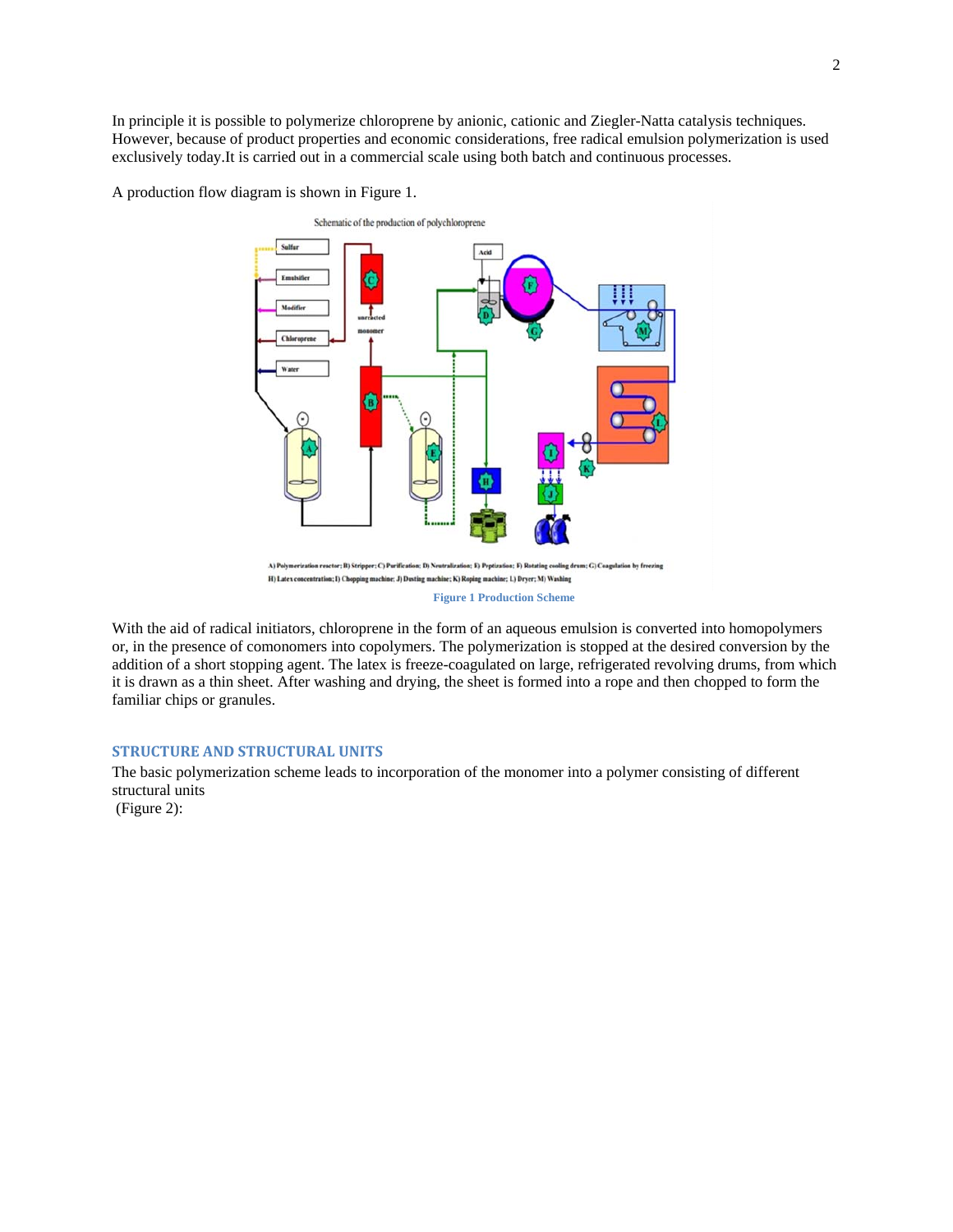In principle it is possible to polymerize chloroprene by anionic, cationic and Ziegler-Natta catalysis techniques. However, because of product properties and economic considerations, free radical emulsion polymerization is used exclusively today.It is carried out in a commercial scale using both batch and continuous processes.

A production flow diagram is shown in Figure 1.

Schematic of the production of polychloroprene

Sulfur
Emulsifier
Modifier
Chloroprene
Water
Acid
unreacted monomer

A) Polymerization reactor; B) Stripper; C) Purification; D) Neutralization; E) Peptization; F) Rotating cooling drum; G) Coagulation by freezing
H) Latex concentration; I) Chopping machine; J) Dusting machine; K) Roping machine; L) Dryer; M) Washing

Figure 1 Production Scheme

With the aid of radical initiators, chloroprene in the form of an aqueous emulsion is converted into homopolymers or, in the presence of comonomers into copolymers. The polymerization is stopped at the desired conversion by the addition of a short stopping agent. The latex is freeze-coagulated on large, refrigerated revolving drums, from which it is drawn as a thin sheet. After washing and drying, the sheet is formed into a rope and then chopped to form the familiar chips or granules.

## STRUCTURE AND STRUCTURAL UNITS

The basic polymerization scheme leads to incorporation of the monomer into a polymer consisting of different structural units
(Figure 2):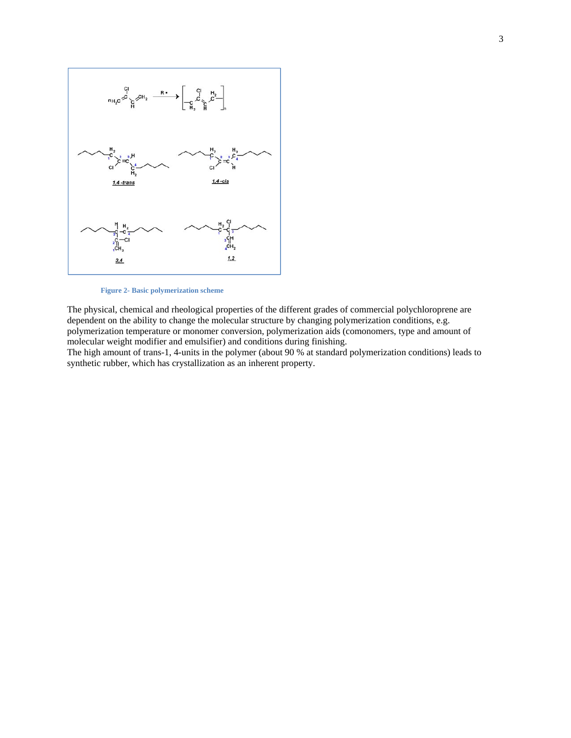Figure 2- Basic polymerization scheme

The physical, chemical and rheological properties of the different grades of commercial polychloroprene are dependent on the ability to change the molecular structure by changing polymerization conditions, e.g. polymerization temperature or monomer conversion, polymerization aids (comonomers, type and amount of molecular weight modifier and emulsifier) and conditions during finishing.

The high amount of trans-1, 4-units in the polymer (about 90 % at standard polymerization conditions) leads to synthetic rubber, which has crystallization as an inherent property.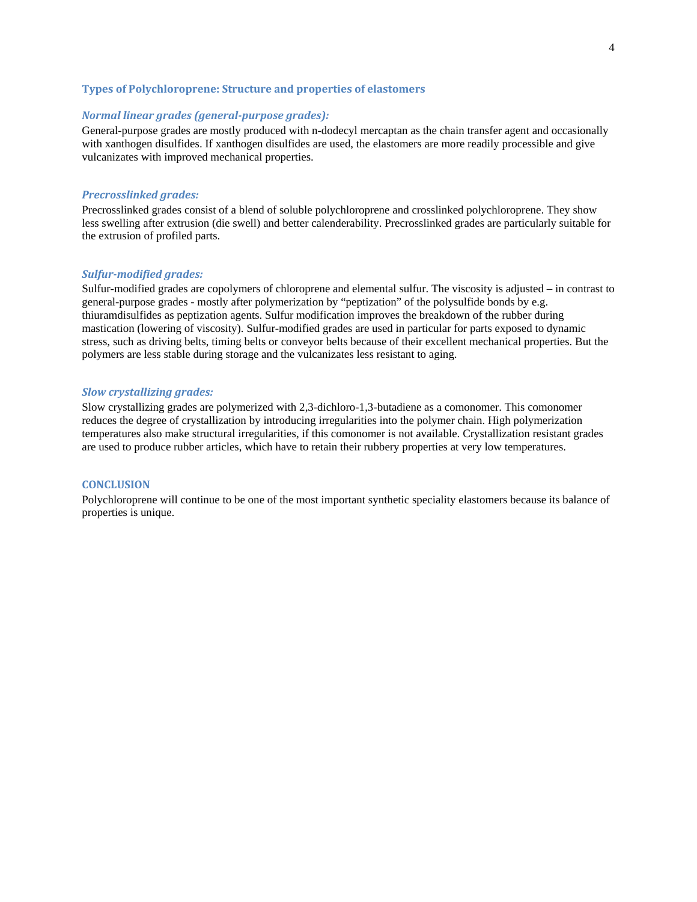## Types of Polychloroprene: Structure and properties of elastomers

### *Normal linear grades (general-purpose grades):*

General-purpose grades are mostly produced with n-dodecyl mercaptan as the chain transfer agent and occasionally with xanthogen disulfides. If xanthogen disulfides are used, the elastomers are more readily processible and give vulcanizates with improved mechanical properties.

### *Precrosslinked grades:*

Precrosslinked grades consist of a blend of soluble polychloroprene and crosslinked polychloroprene. They show less swelling after extrusion (die swell) and better calenderability. Precrosslinked grades are particularly suitable for the extrusion of profiled parts.

### *Sulfur-modified grades:*

Sulfur-modified grades are copolymers of chloroprene and elemental sulfur. The viscosity is adjusted – in contrast to general-purpose grades - mostly after polymerization by "peptization" of the polysulfide bonds by e.g. thiuramdisulfides as peptization agents. Sulfur modification improves the breakdown of the rubber during mastication (lowering of viscosity). Sulfur-modified grades are used in particular for parts exposed to dynamic stress, such as driving belts, timing belts or conveyor belts because of their excellent mechanical properties. But the polymers are less stable during storage and the vulcanizates less resistant to aging.

### *Slow crystallizing grades:*

Slow crystallizing grades are polymerized with 2,3-dichloro-1,3-butadiene as a comonomer. This comonomer reduces the degree of crystallization by introducing irregularities into the polymer chain. High polymerization temperatures also make structural irregularities, if this comonomer is not available. Crystallization resistant grades are used to produce rubber articles, which have to retain their rubbery properties at very low temperatures.

## CONCLUSION

Polychloroprene will continue to be one of the most important synthetic speciality elastomers because its balance of properties is unique.